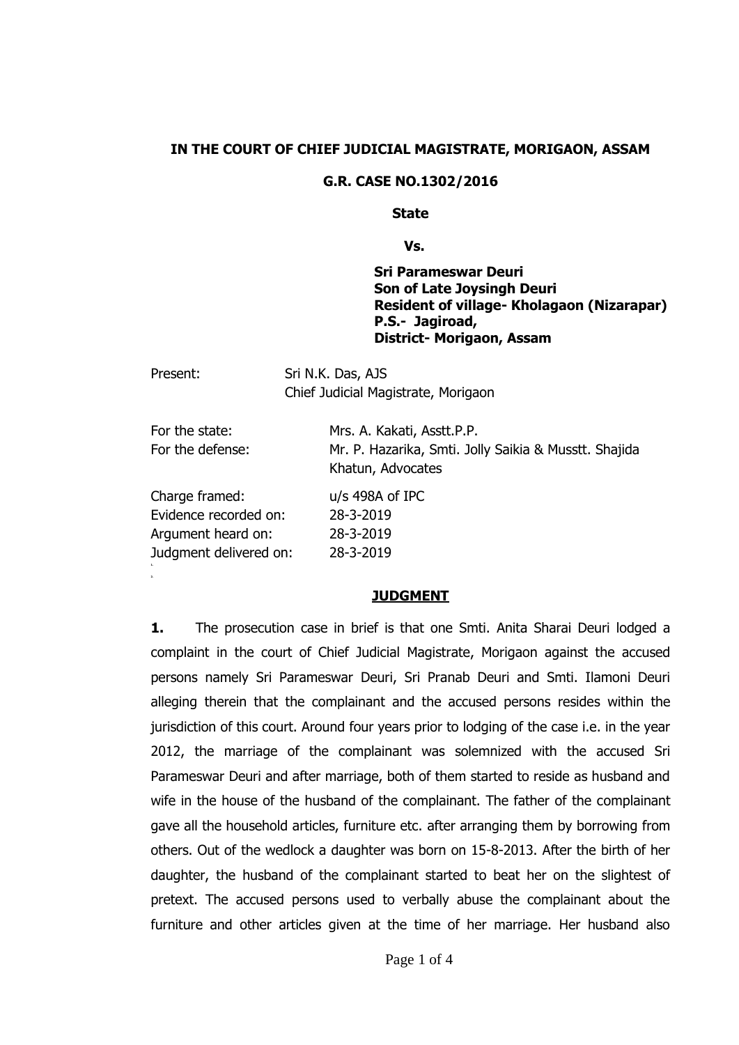**IN THE COURT OF CHIEF JUDICIAL MAGISTRATE, MORIGAON, ASSAM**

**G.R. CASE NO.1302/2016**

**State**

**Vs.**

**Sri Parameswar Deuri**
**Son of Late Joysingh Deuri**
**Resident of village- Kholagaon (Nizarapar)**
**P.S.- Jagiroad,**
**District- Morigaon, Assam**

Present: Sri N.K. Das, AJS
Chief Judicial Magistrate, Morigaon

For the state: Mrs. A. Kakati, Asstt.P.P.
For the defense: Mr. P. Hazarika, Smti. Jolly Saikia & Musstt. Shajida Khatun, Advocates

Charge framed: u/s 498A of IPC
Evidence recorded on: 28-3-2019
Argument heard on: 28-3-2019
Judgment delivered on: 28-3-2019

**JUDGMENT**

**1.** The prosecution case in brief is that one Smti. Anita Sharai Deuri lodged a complaint in the court of Chief Judicial Magistrate, Morigaon against the accused persons namely Sri Parameswar Deuri, Sri Pranab Deuri and Smti. Ilamoni Deuri alleging therein that the complainant and the accused persons resides within the jurisdiction of this court. Around four years prior to lodging of the case i.e. in the year 2012, the marriage of the complainant was solemnized with the accused Sri Parameswar Deuri and after marriage, both of them started to reside as husband and wife in the house of the husband of the complainant. The father of the complainant gave all the household articles, furniture etc. after arranging them by borrowing from others. Out of the wedlock a daughter was born on 15-8-2013. After the birth of her daughter, the husband of the complainant started to beat her on the slightest of pretext. The accused persons used to verbally abuse the complainant about the furniture and other articles given at the time of her marriage. Her husband also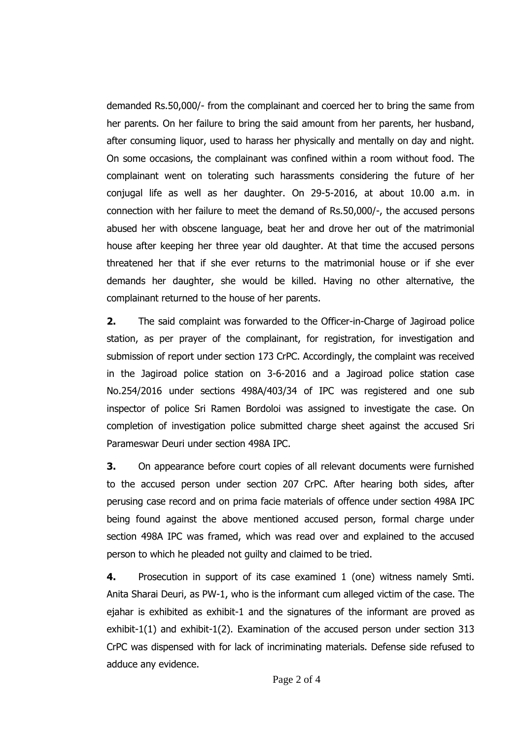demanded Rs.50,000/- from the complainant and coerced her to bring the same from her parents. On her failure to bring the said amount from her parents, her husband, after consuming liquor, used to harass her physically and mentally on day and night. On some occasions, the complainant was confined within a room without food. The complainant went on tolerating such harassments considering the future of her conjugal life as well as her daughter. On 29-5-2016, at about 10.00 a.m. in connection with her failure to meet the demand of Rs.50,000/-, the accused persons abused her with obscene language, beat her and drove her out of the matrimonial house after keeping her three year old daughter. At that time the accused persons threatened her that if she ever returns to the matrimonial house or if she ever demands her daughter, she would be killed. Having no other alternative, the complainant returned to the house of her parents.

**2.** The said complaint was forwarded to the Officer-in-Charge of Jagiroad police station, as per prayer of the complainant, for registration, for investigation and submission of report under section 173 CrPC. Accordingly, the complaint was received in the Jagiroad police station on 3-6-2016 and a Jagiroad police station case No.254/2016 under sections 498A/403/34 of IPC was registered and one sub inspector of police Sri Ramen Bordoloi was assigned to investigate the case. On completion of investigation police submitted charge sheet against the accused Sri Parameswar Deuri under section 498A IPC.

**3.** On appearance before court copies of all relevant documents were furnished to the accused person under section 207 CrPC. After hearing both sides, after perusing case record and on prima facie materials of offence under section 498A IPC being found against the above mentioned accused person, formal charge under section 498A IPC was framed, which was read over and explained to the accused person to which he pleaded not guilty and claimed to be tried.

**4.** Prosecution in support of its case examined 1 (one) witness namely Smti. Anita Sharai Deuri, as PW-1, who is the informant cum alleged victim of the case. The ejahar is exhibited as exhibit-1 and the signatures of the informant are proved as exhibit-1(1) and exhibit-1(2). Examination of the accused person under section 313 CrPC was dispensed with for lack of incriminating materials. Defense side refused to adduce any evidence.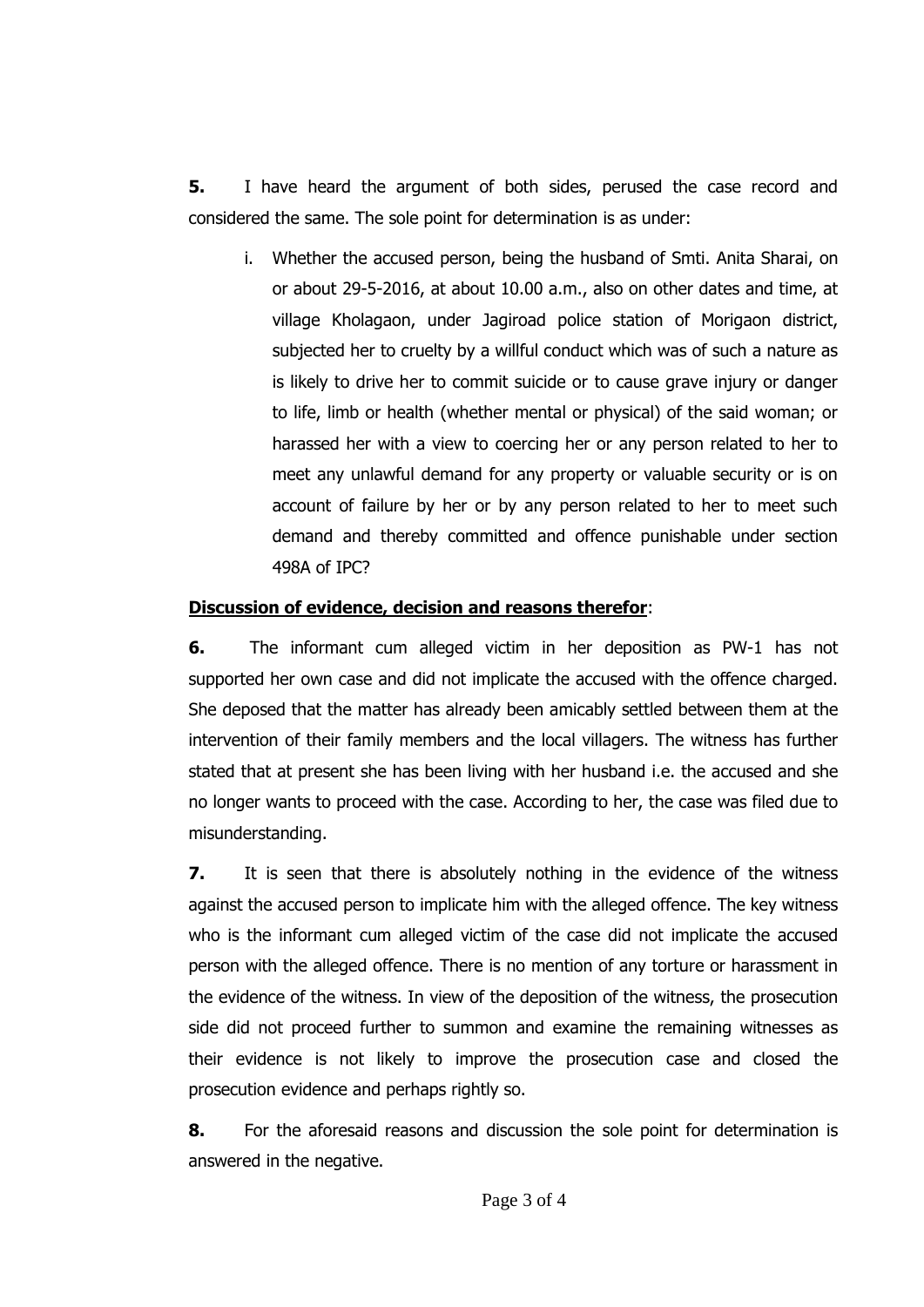**5.** I have heard the argument of both sides, perused the case record and considered the same. The sole point for determination is as under:

i. Whether the accused person, being the husband of Smti. Anita Sharai, on or about 29-5-2016, at about 10.00 a.m., also on other dates and time, at village Kholagaon, under Jagiroad police station of Morigaon district, subjected her to cruelty by a willful conduct which was of such a nature as is likely to drive her to commit suicide or to cause grave injury or danger to life, limb or health (whether mental or physical) of the said woman; or harassed her with a view to coercing her or any person related to her to meet any unlawful demand for any property or valuable security or is on account of failure by her or by any person related to her to meet such demand and thereby committed and offence punishable under section 498A of IPC?

**<u>Discussion of evidence, decision and reasons therefor</u>**:

**6.** The informant cum alleged victim in her deposition as PW-1 has not supported her own case and did not implicate the accused with the offence charged. She deposed that the matter has already been amicably settled between them at the intervention of their family members and the local villagers. The witness has further stated that at present she has been living with her husband i.e. the accused and she no longer wants to proceed with the case. According to her, the case was filed due to misunderstanding.

**7.** It is seen that there is absolutely nothing in the evidence of the witness against the accused person to implicate him with the alleged offence. The key witness who is the informant cum alleged victim of the case did not implicate the accused person with the alleged offence. There is no mention of any torture or harassment in the evidence of the witness. In view of the deposition of the witness, the prosecution side did not proceed further to summon and examine the remaining witnesses as their evidence is not likely to improve the prosecution case and closed the prosecution evidence and perhaps rightly so.

**8.** For the aforesaid reasons and discussion the sole point for determination is answered in the negative.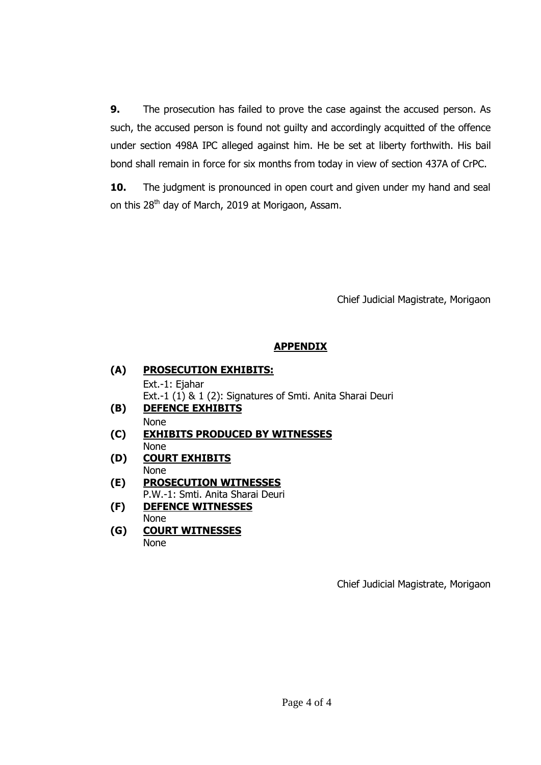**9.** The prosecution has failed to prove the case against the accused person. As such, the accused person is found not guilty and accordingly acquitted of the offence under section 498A IPC alleged against him. He be set at liberty forthwith. His bail bond shall remain in force for six months from today in view of section 437A of CrPC.

**10.** The judgment is pronounced in open court and given under my hand and seal on this 28th day of March, 2019 at Morigaon, Assam.

Chief Judicial Magistrate, Morigaon

## APPENDIX

**(A) PROSECUTION EXHIBITS:**

Ext.-1: Ejahar
Ext.-1 (1) & 1 (2): Signatures of Smti. Anita Sharai Deuri

**(B) DEFENCE EXHIBITS**

None

**(C) EXHIBITS PRODUCED BY WITNESSES**

None

**(D) COURT EXHIBITS**

None

**(E) PROSECUTION WITNESSES**

P.W.-1: Smti. Anita Sharai Deuri

**(F) DEFENCE WITNESSES**

None

**(G) COURT WITNESSES**

None

Chief Judicial Magistrate, Morigaon